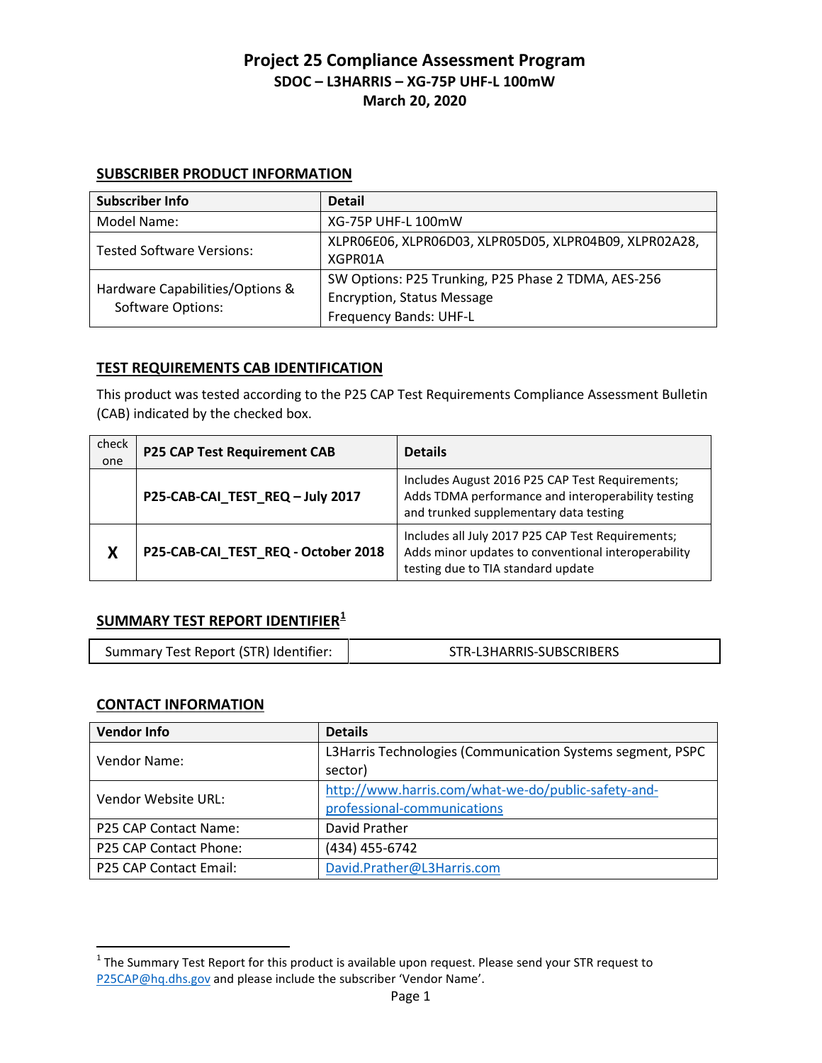# Project 25 Compliance Assessment Program

## SDOC – L3HARRIS – XG-75P UHF-L 100mW

## March 20, 2020

### SUBSCRIBER PRODUCT INFORMATION

| Subscriber Info | Detail |
|---|---|
| Model Name: | XG-75P UHF-L 100mW |
| Tested Software Versions: | XLPR06E06, XLPR06D03, XLPR05D05, XLPR04B09, XLPR02A28, XGPR01A |
| Hardware Capabilities/Options & Software Options: | SW Options: P25 Trunking, P25 Phase 2 TDMA, AES-256 Encryption, Status Message<br>Frequency Bands: UHF-L |

### TEST REQUIREMENTS CAB IDENTIFICATION

This product was tested according to the P25 CAP Test Requirements Compliance Assessment Bulletin (CAB) indicated by the checked box.

| check one | P25 CAP Test Requirement CAB | Details |
|---|---|---|
| | **P25-CAB-CAI_TEST_REQ – July 2017** | Includes August 2016 P25 CAP Test Requirements; Adds TDMA performance and interoperability testing and trunked supplementary data testing |
| **X** | **P25-CAB-CAI_TEST_REQ - October 2018** | Includes all July 2017 P25 CAP Test Requirements; Adds minor updates to conventional interoperability testing due to TIA standard update |

### SUMMARY TEST REPORT IDENTIFIER[1]

| Summary Test Report (STR) Identifier: | STR-L3HARRIS-SUBSCRIBERS |
|---|---|

### CONTACT INFORMATION

| Vendor Info | Details |
|---|---|
| Vendor Name: | L3Harris Technologies (Communication Systems segment, PSPC sector) |
| Vendor Website URL: | http://www.harris.com/what-we-do/public-safety-and-professional-communications |
| P25 CAP Contact Name: | David Prather |
| P25 CAP Contact Phone: | (434) 455-6742 |
| P25 CAP Contact Email: | David.Prather@L3Harris.com |

[1] The Summary Test Report for this product is available upon request. Please send your STR request to P25CAP@hq.dhs.gov and please include the subscriber 'Vendor Name'.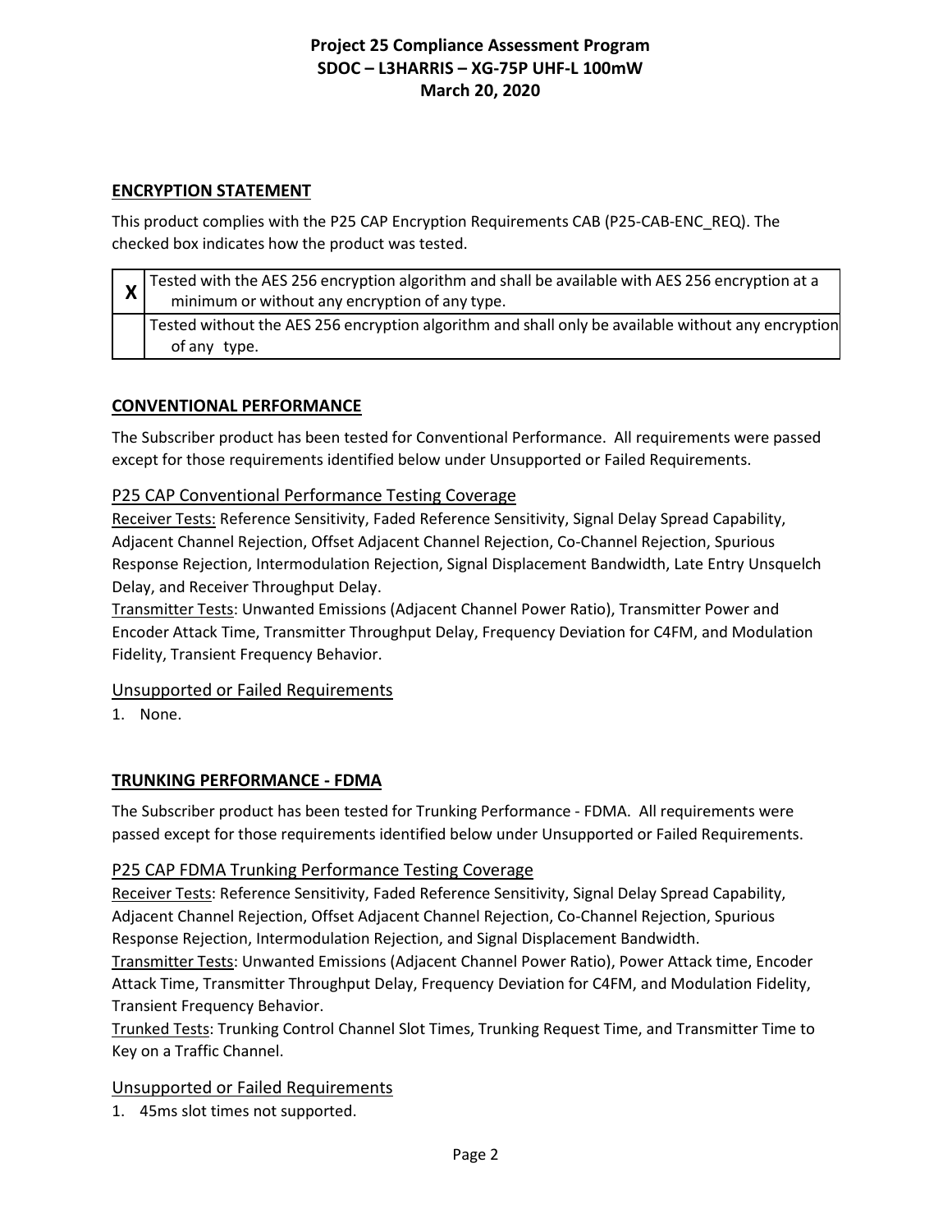## ENCRYPTION STATEMENT

This product complies with the P25 CAP Encryption Requirements CAB (P25-CAB-ENC_REQ). The checked box indicates how the product was tested.

| | |
|---|---|
| X | Tested with the AES 256 encryption algorithm and shall be available with AES 256 encryption at a minimum or without any encryption of any type. |
| | Tested without the AES 256 encryption algorithm and shall only be available without any encryption of any type. |

## CONVENTIONAL PERFORMANCE

The Subscriber product has been tested for Conventional Performance. All requirements were passed except for those requirements identified below under Unsupported or Failed Requirements.

### P25 CAP Conventional Performance Testing Coverage

Receiver Tests: Reference Sensitivity, Faded Reference Sensitivity, Signal Delay Spread Capability, Adjacent Channel Rejection, Offset Adjacent Channel Rejection, Co-Channel Rejection, Spurious Response Rejection, Intermodulation Rejection, Signal Displacement Bandwidth, Late Entry Unsquelch Delay, and Receiver Throughput Delay.

Transmitter Tests: Unwanted Emissions (Adjacent Channel Power Ratio), Transmitter Power and Encoder Attack Time, Transmitter Throughput Delay, Frequency Deviation for C4FM, and Modulation Fidelity, Transient Frequency Behavior.

### Unsupported or Failed Requirements

1. None.

## TRUNKING PERFORMANCE - FDMA

The Subscriber product has been tested for Trunking Performance - FDMA. All requirements were passed except for those requirements identified below under Unsupported or Failed Requirements.

### P25 CAP FDMA Trunking Performance Testing Coverage

Receiver Tests: Reference Sensitivity, Faded Reference Sensitivity, Signal Delay Spread Capability, Adjacent Channel Rejection, Offset Adjacent Channel Rejection, Co-Channel Rejection, Spurious Response Rejection, Intermodulation Rejection, and Signal Displacement Bandwidth.

Transmitter Tests: Unwanted Emissions (Adjacent Channel Power Ratio), Power Attack time, Encoder Attack Time, Transmitter Throughput Delay, Frequency Deviation for C4FM, and Modulation Fidelity, Transient Frequency Behavior.

Trunked Tests: Trunking Control Channel Slot Times, Trunking Request Time, and Transmitter Time to Key on a Traffic Channel.

### Unsupported or Failed Requirements

1. 45ms slot times not supported.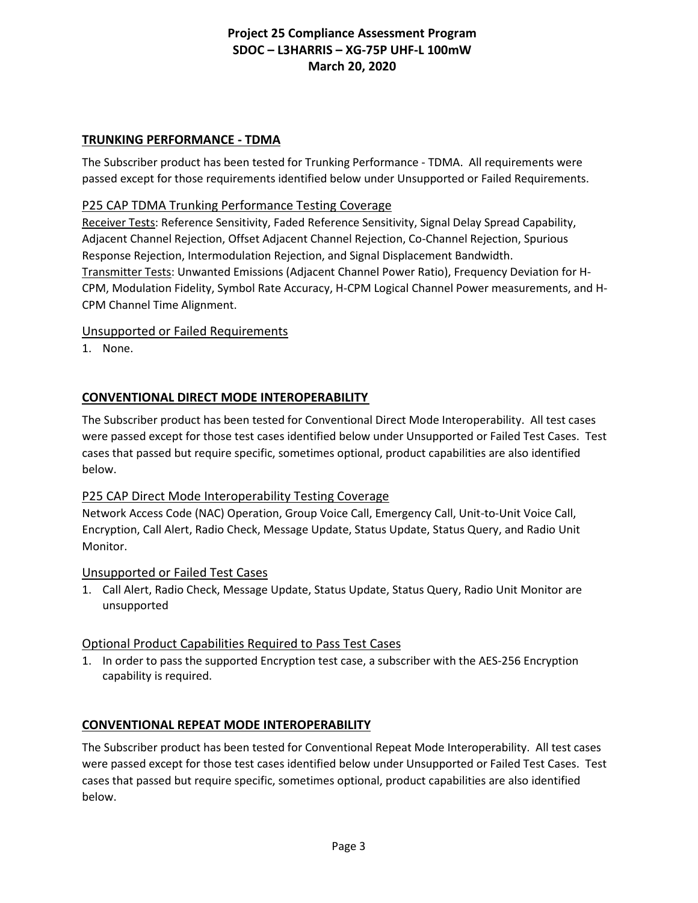## TRUNKING PERFORMANCE - TDMA

The Subscriber product has been tested for Trunking Performance - TDMA. All requirements were passed except for those requirements identified below under Unsupported or Failed Requirements.

### P25 CAP TDMA Trunking Performance Testing Coverage

Receiver Tests: Reference Sensitivity, Faded Reference Sensitivity, Signal Delay Spread Capability, Adjacent Channel Rejection, Offset Adjacent Channel Rejection, Co-Channel Rejection, Spurious Response Rejection, Intermodulation Rejection, and Signal Displacement Bandwidth.
Transmitter Tests: Unwanted Emissions (Adjacent Channel Power Ratio), Frequency Deviation for H-CPM, Modulation Fidelity, Symbol Rate Accuracy, H-CPM Logical Channel Power measurements, and H-CPM Channel Time Alignment.

### Unsupported or Failed Requirements

1. None.

## CONVENTIONAL DIRECT MODE INTEROPERABILITY

The Subscriber product has been tested for Conventional Direct Mode Interoperability. All test cases were passed except for those test cases identified below under Unsupported or Failed Test Cases. Test cases that passed but require specific, sometimes optional, product capabilities are also identified below.

### P25 CAP Direct Mode Interoperability Testing Coverage

Network Access Code (NAC) Operation, Group Voice Call, Emergency Call, Unit-to-Unit Voice Call, Encryption, Call Alert, Radio Check, Message Update, Status Update, Status Query, and Radio Unit Monitor.

### Unsupported or Failed Test Cases

1. Call Alert, Radio Check, Message Update, Status Update, Status Query, Radio Unit Monitor are unsupported

### Optional Product Capabilities Required to Pass Test Cases

1. In order to pass the supported Encryption test case, a subscriber with the AES-256 Encryption capability is required.

## CONVENTIONAL REPEAT MODE INTEROPERABILITY

The Subscriber product has been tested for Conventional Repeat Mode Interoperability. All test cases were passed except for those test cases identified below under Unsupported or Failed Test Cases. Test cases that passed but require specific, sometimes optional, product capabilities are also identified below.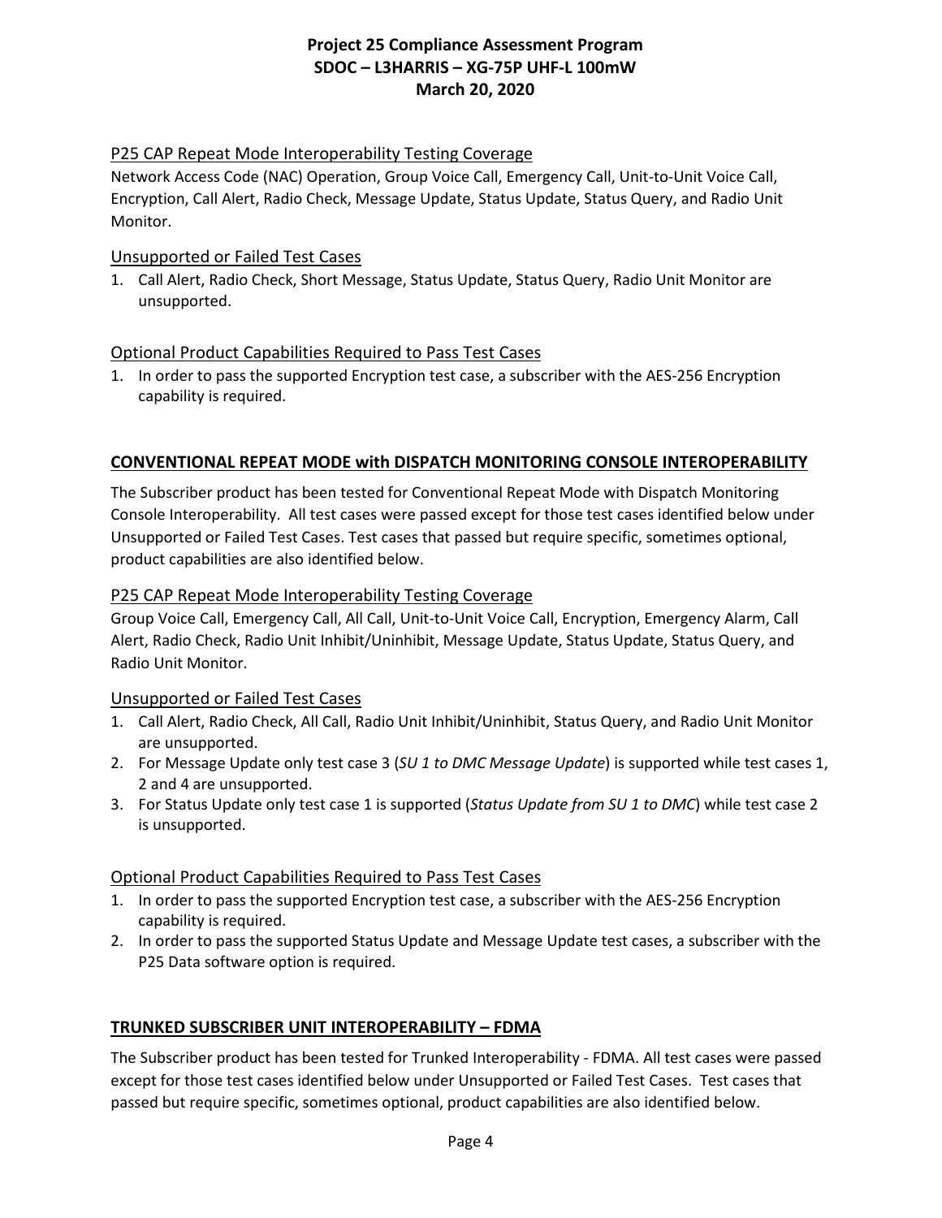### P25 CAP Repeat Mode Interoperability Testing Coverage

Network Access Code (NAC) Operation, Group Voice Call, Emergency Call, Unit-to-Unit Voice Call, Encryption, Call Alert, Radio Check, Message Update, Status Update, Status Query, and Radio Unit Monitor.

### Unsupported or Failed Test Cases

1. Call Alert, Radio Check, Short Message, Status Update, Status Query, Radio Unit Monitor are unsupported.

### Optional Product Capabilities Required to Pass Test Cases

1. In order to pass the supported Encryption test case, a subscriber with the AES-256 Encryption capability is required.

## CONVENTIONAL REPEAT MODE with DISPATCH MONITORING CONSOLE INTEROPERABILITY

The Subscriber product has been tested for Conventional Repeat Mode with Dispatch Monitoring Console Interoperability. All test cases were passed except for those test cases identified below under Unsupported or Failed Test Cases. Test cases that passed but require specific, sometimes optional, product capabilities are also identified below.

### P25 CAP Repeat Mode Interoperability Testing Coverage

Group Voice Call, Emergency Call, All Call, Unit-to-Unit Voice Call, Encryption, Emergency Alarm, Call Alert, Radio Check, Radio Unit Inhibit/Uninhibit, Message Update, Status Update, Status Query, and Radio Unit Monitor.

### Unsupported or Failed Test Cases

1. Call Alert, Radio Check, All Call, Radio Unit Inhibit/Uninhibit, Status Query, and Radio Unit Monitor are unsupported.
2. For Message Update only test case 3 (*SU 1 to DMC Message Update*) is supported while test cases 1, 2 and 4 are unsupported.
3. For Status Update only test case 1 is supported (*Status Update from SU 1 to DMC*) while test case 2 is unsupported.

### Optional Product Capabilities Required to Pass Test Cases

1. In order to pass the supported Encryption test case, a subscriber with the AES-256 Encryption capability is required.
2. In order to pass the supported Status Update and Message Update test cases, a subscriber with the P25 Data software option is required.

## TRUNKED SUBSCRIBER UNIT INTEROPERABILITY – FDMA

The Subscriber product has been tested for Trunked Interoperability - FDMA. All test cases were passed except for those test cases identified below under Unsupported or Failed Test Cases. Test cases that passed but require specific, sometimes optional, product capabilities are also identified below.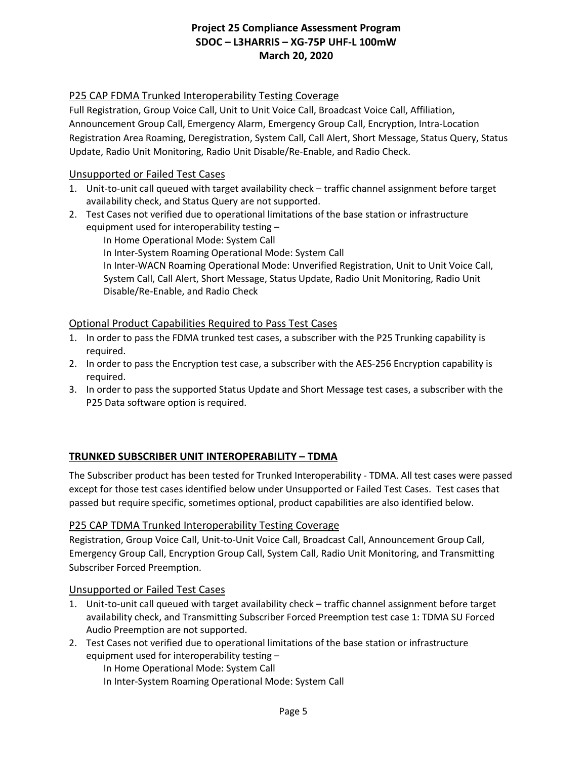### P25 CAP FDMA Trunked Interoperability Testing Coverage

Full Registration, Group Voice Call, Unit to Unit Voice Call, Broadcast Voice Call, Affiliation, Announcement Group Call, Emergency Alarm, Emergency Group Call, Encryption, Intra-Location Registration Area Roaming, Deregistration, System Call, Call Alert, Short Message, Status Query, Status Update, Radio Unit Monitoring, Radio Unit Disable/Re-Enable, and Radio Check.

### Unsupported or Failed Test Cases

1. Unit-to-unit call queued with target availability check – traffic channel assignment before target availability check, and Status Query are not supported.
2. Test Cases not verified due to operational limitations of the base station or infrastructure equipment used for interoperability testing –
   - In Home Operational Mode: System Call
   - In Inter-System Roaming Operational Mode: System Call
   - In Inter-WACN Roaming Operational Mode: Unverified Registration, Unit to Unit Voice Call, System Call, Call Alert, Short Message, Status Update, Radio Unit Monitoring, Radio Unit Disable/Re-Enable, and Radio Check

### Optional Product Capabilities Required to Pass Test Cases

1. In order to pass the FDMA trunked test cases, a subscriber with the P25 Trunking capability is required.
2. In order to pass the Encryption test case, a subscriber with the AES-256 Encryption capability is required.
3. In order to pass the supported Status Update and Short Message test cases, a subscriber with the P25 Data software option is required.

## TRUNKED SUBSCRIBER UNIT INTEROPERABILITY – TDMA

The Subscriber product has been tested for Trunked Interoperability - TDMA. All test cases were passed except for those test cases identified below under Unsupported or Failed Test Cases. Test cases that passed but require specific, sometimes optional, product capabilities are also identified below.

### P25 CAP TDMA Trunked Interoperability Testing Coverage

Registration, Group Voice Call, Unit-to-Unit Voice Call, Broadcast Call, Announcement Group Call, Emergency Group Call, Encryption Group Call, System Call, Radio Unit Monitoring, and Transmitting Subscriber Forced Preemption.

### Unsupported or Failed Test Cases

1. Unit-to-unit call queued with target availability check – traffic channel assignment before target availability check, and Transmitting Subscriber Forced Preemption test case 1: TDMA SU Forced Audio Preemption are not supported.
2. Test Cases not verified due to operational limitations of the base station or infrastructure equipment used for interoperability testing –
   - In Home Operational Mode: System Call
   - In Inter-System Roaming Operational Mode: System Call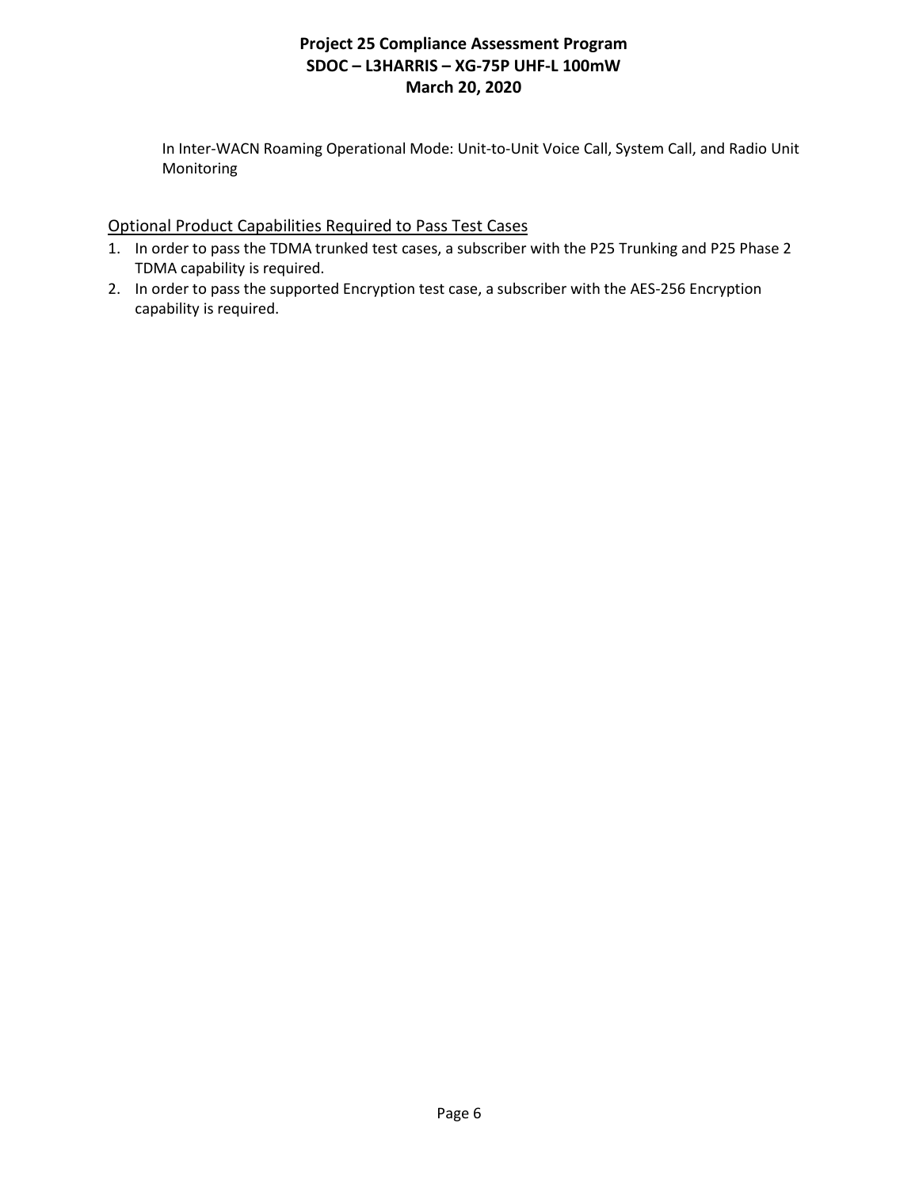In Inter-WACN Roaming Operational Mode: Unit-to-Unit Voice Call, System Call, and Radio Unit Monitoring

## Optional Product Capabilities Required to Pass Test Cases

1. In order to pass the TDMA trunked test cases, a subscriber with the P25 Trunking and P25 Phase 2 TDMA capability is required.
2. In order to pass the supported Encryption test case, a subscriber with the AES-256 Encryption capability is required.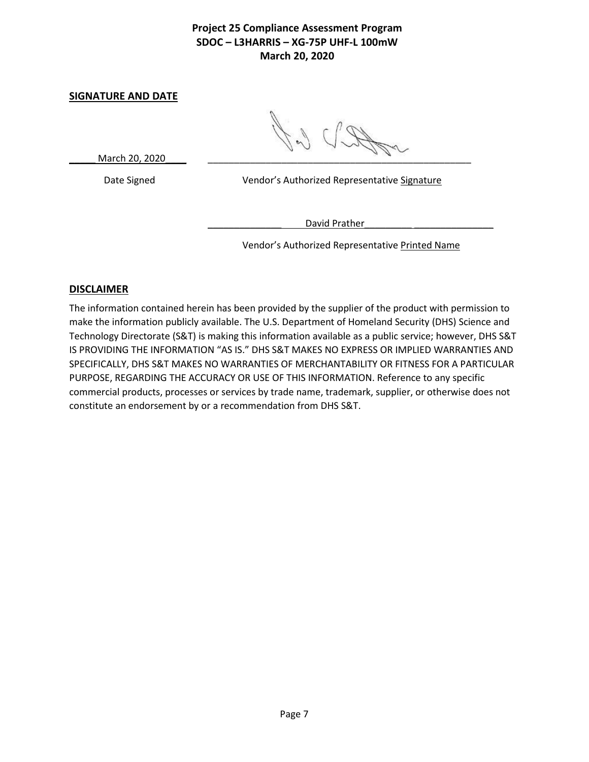## SIGNATURE AND DATE

March 20, 2020

Date Signed

Vendor's Authorized Representative Signature

David Prather

Vendor's Authorized Representative Printed Name

## DISCLAIMER

The information contained herein has been provided by the supplier of the product with permission to make the information publicly available. The U.S. Department of Homeland Security (DHS) Science and Technology Directorate (S&T) is making this information available as a public service; however, DHS S&T IS PROVIDING THE INFORMATION "AS IS." DHS S&T MAKES NO EXPRESS OR IMPLIED WARRANTIES AND SPECIFICALLY, DHS S&T MAKES NO WARRANTIES OF MERCHANTABILITY OR FITNESS FOR A PARTICULAR PURPOSE, REGARDING THE ACCURACY OR USE OF THIS INFORMATION. Reference to any specific commercial products, processes or services by trade name, trademark, supplier, or otherwise does not constitute an endorsement by or a recommendation from DHS S&T.